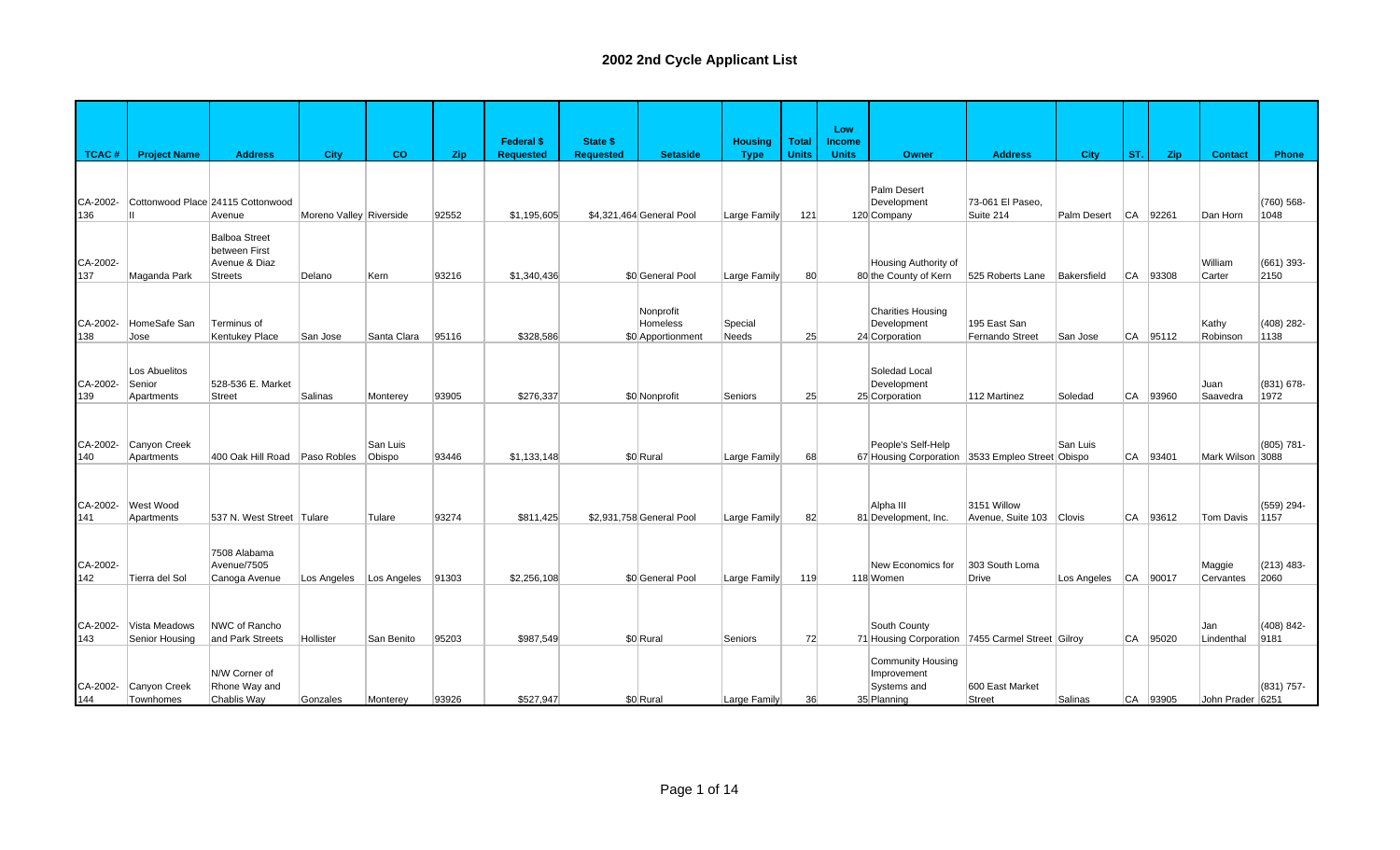# 2002 2nd Cycle Applicant List

| TCAC # | Project Name | Address | City | CO | Zip | Federal $ Requested | State $ Requested | Setaside | Housing Type | Total Units | Low Income Units | Owner | Address | City | ST. | Zip | Contact | Phone |
|---|---|---|---|---|---|---|---|---|---|---|---|---|---|---|---|---|---|---|
| CA-2002-136 | Cottonwood Place II | 24115 Cottonwood Avenue | Moreno Valley | Riverside | 92552 | $1,195,605 | $4,321,464 | General Pool | Large Family | 121 | 120 | Palm Desert Development Company | 73-061 El Paseo, Suite 214 | Palm Desert | CA | 92261 | Dan Horn | (760) 568-1048 |
| CA-2002-137 | Maganda Park | Balboa Street between First Avenue & Diaz Streets | Delano | Kern | 93216 | $1,340,436 | $0 | General Pool | Large Family | 80 | 80 | Housing Authority of the County of Kern | 525 Roberts Lane | Bakersfield | CA | 93308 | William Carter | (661) 393-2150 |
| CA-2002-138 | HomeSafe San Jose | Terminus of Kentukey Place | San Jose | Santa Clara | 95116 | $328,586 | $0 | Nonprofit Homeless Apportionment | Special Needs | 25 | 24 | Charities Housing Development Corporation | 195 East San Fernando Street | San Jose | CA | 95112 | Kathy Robinson | (408) 282-1138 |
| CA-2002-139 | Los Abuelitos Senior Apartments | 528-536 E. Market Street | Salinas | Monterey | 93905 | $276,337 | $0 | Nonprofit | Seniors | 25 | 25 | Soledad Local Development Corporation | 112 Martinez | Soledad | CA | 93960 | Juan Saavedra | (831) 678-1972 |
| CA-2002-140 | Canyon Creek Apartments | 400 Oak Hill Road | Paso Robles | San Luis Obispo | 93446 | $1,133,148 | $0 | Rural | Large Family | 68 | 67 | People's Self-Help Housing Corporation | 3533 Empleo Street | San Luis Obispo | CA | 93401 | Mark Wilson | (805) 781-3088 |
| CA-2002-141 | West Wood Apartments | 537 N. West Street | Tulare | Tulare | 93274 | $811,425 | $2,931,758 | General Pool | Large Family | 82 | 81 | Alpha III Development, Inc. | 3151 Willow Avenue, Suite 103 | Clovis | CA | 93612 | Tom Davis | (559) 294-1157 |
| CA-2002-142 | Tierra del Sol | 7508 Alabama Avenue/7505 Canoga Avenue | Los Angeles | Los Angeles | 91303 | $2,256,108 | $0 | General Pool | Large Family | 119 | 118 | New Economics for Women | 303 South Loma Drive | Los Angeles | CA | 90017 | Maggie Cervantes | (213) 483-2060 |
| CA-2002-143 | Vista Meadows Senior Housing | NWC of Rancho and Park Streets | Hollister | San Benito | 95203 | $987,549 | $0 | Rural | Seniors | 72 | 71 | South County Housing Corporation | 7455 Carmel Street | Gilroy | CA | 95020 | Jan Lindenthal | (408) 842-9181 |
| CA-2002-144 | Canyon Creek Townhomes | N/W Corner of Rhone Way and Chablis Way | Gonzales | Monterey | 93926 | $527,947 | $0 | Rural | Large Family | 36 | 35 | Community Housing Improvement Systems and Planning | 600 East Market Street | Salinas | CA | 93905 | John Prader | (831) 757-6251 |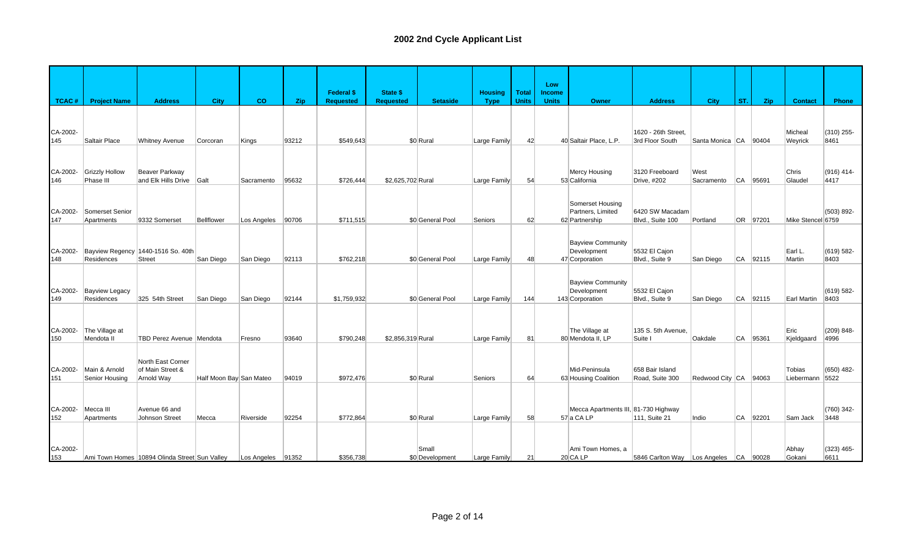# 2002 2nd Cycle Applicant List

| TCAC # | Project Name | Address | City | CO | Zip | Federal $ Requested | State $ Requested | Setaside | Housing Type | Total Units | Low Income Units | Owner | Address | City | ST. | Zip | Contact | Phone |
|---|---|---|---|---|---|---|---|---|---|---|---|---|---|---|---|---|---|---|
| CA-2002-145 | Saltair Place | Whitney Avenue | Corcoran | Kings | 93212 | $549,643 | $0 | Rural | Large Family | 42 | 40 | Saltair Place, L.P. | 1620 - 26th Street, 3rd Floor South | Santa Monica | CA | 90404 | Micheal Weyrick | (310) 255-8461 |
| CA-2002-146 | Grizzly Hollow Phase III | Beaver Parkway and Elk Hills Drive | Galt | Sacramento | 95632 | $726,444 | $2,625,702 | Rural | Large Family | 54 | 53 | Mercy Housing California | 3120 Freeboard Drive, #202 | West Sacramento | CA | 95691 | Chris Glaudel | (916) 414-4417 |
| CA-2002-147 | Somerset Senior Apartments | 9332 Somerset | Bellflower | Los Angeles | 90706 | $711,515 | $0 | General Pool | Seniors | 62 | 62 | Somerset Housing Partners, Limited Partnership | 6420 SW Macadam Blvd., Suite 100 | Portland | OR | 97201 | Mike Stencel | (503) 892-6759 |
| CA-2002-148 | Bayview Regency Residences | 1440-1516 So. 40th Street | San Diego | San Diego | 92113 | $762,218 | $0 | General Pool | Large Family | 48 | 47 | Bayview Community Development Corporation | 5532 El Cajon Blvd., Suite 9 | San Diego | CA | 92115 | Earl L. Martin | (619) 582-8403 |
| CA-2002-149 | Bayview Legacy Residences | 325 54th Street | San Diego | San Diego | 92144 | $1,759,932 | $0 | General Pool | Large Family | 144 | 143 | Bayview Community Development Corporation | 5532 El Cajon Blvd., Suite 9 | San Diego | CA | 92115 | Earl Martin | (619) 582-8403 |
| CA-2002-150 | The Village at Mendota II | TBD Perez Avenue | Mendota | Fresno | 93640 | $790,248 | $2,856,319 | Rural | Large Family | 81 | 80 | The Village at Mendota II, LP | 135 S. 5th Avenue, Suite I | Oakdale | CA | 95361 | Eric Kjeldgaard | (209) 848-4996 |
| CA-2002-151 | Main & Arnold Senior Housing | North East Corner of Main Street & Arnold Way | Half Moon Bay | San Mateo | 94019 | $972,476 | $0 | Rural | Seniors | 64 | 63 | Mid-Peninsula Housing Coalition | 658 Bair Island Road, Suite 300 | Redwood City | CA | 94063 | Tobias Liebermann | (650) 482-5522 |
| CA-2002-152 | Mecca III Apartments | Avenue 66 and Johnson Street | Mecca | Riverside | 92254 | $772,864 | $0 | Rural | Large Family | 58 | 57 | Mecca Apartments III, a CA LP | 81-730 Highway 111, Suite 21 | Indio | CA | 92201 | Sam Jack | (760) 342-3448 |
| CA-2002-153 | Ami Town Homes | 10894 Olinda Street | Sun Valley | Los Angeles | 91352 | $356,738 | $0 | Small Development | Large Family | 21 | 20 | Ami Town Homes, a CA LP | 5846 Carlton Way | Los Angeles | CA | 90028 | Abhay Gokani | (323) 465-6611 |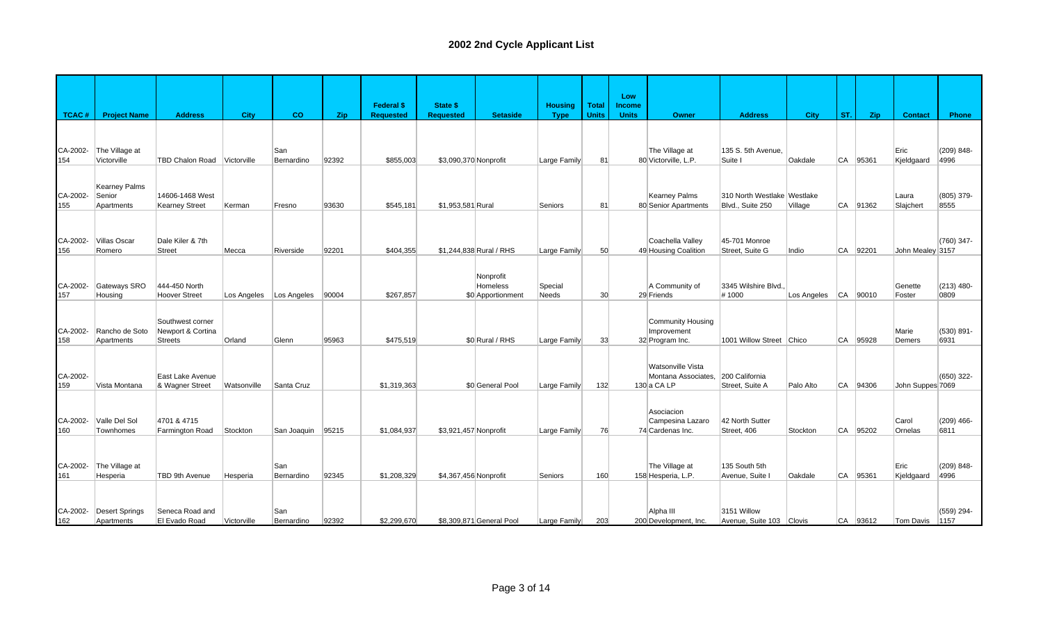# 2002 2nd Cycle Applicant List

| TCAC # | Project Name | Address | City | CO | Zip | Federal $ Requested | State $ Requested | Setaside | Housing Type | Total Units | Low Income Units | Owner | Address | City | ST. | Zip | Contact | Phone |
|---|---|---|---|---|---|---|---|---|---|---|---|---|---|---|---|---|---|---|
| CA-2002-154 | The Village at Victorville | TBD Chalon Road | Victorville | San Bernardino | 92392 | $855,003 | $3,090,370 | Nonprofit | Large Family | 81 | 80 | The Village at Victorville, L.P. | 135 S. 5th Avenue, Suite I | Oakdale | CA | 95361 | Eric Kjeldgaard | (209) 848-4996 |
| CA-2002-155 | Kearney Palms Senior Apartments | 14606-1468 West Kearney Street | Kerman | Fresno | 93630 | $545,181 | $1,953,581 | Rural | Seniors | 81 | 80 | Kearney Palms Senior Apartments | 310 North Westlake Blvd., Suite 250 | Westlake Village | CA | 91362 | Laura Slajchert | (805) 379-8555 |
| CA-2002-156 | Villas Oscar Romero | Dale Kiler & 7th Street | Mecca | Riverside | 92201 | $404,355 | $1,244,838 | Rural / RHS | Large Family | 50 | 49 | Coachella Valley Housing Coalition | 45-701 Monroe Street, Suite G | Indio | CA | 92201 | John Mealey | (760) 347-3157 |
| CA-2002-157 | Gateways SRO Housing | 444-450 North Hoover Street | Los Angeles | Los Angeles | 90004 | $267,857 | $0 | Nonprofit Homeless Apportionment | Special Needs | 30 | 29 | A Community of Friends | 3345 Wilshire Blvd., # 1000 | Los Angeles | CA | 90010 | Genette Foster | (213) 480-0809 |
| CA-2002-158 | Rancho de Soto Apartments | Southwest corner Newport & Cortina Streets | Orland | Glenn | 95963 | $475,519 | $0 | Rural / RHS | Large Family | 33 | 32 | Community Housing Improvement Program Inc. | 1001 Willow Street | Chico | CA | 95928 | Marie Demers | (530) 891-6931 |
| CA-2002-159 | Vista Montana | East Lake Avenue & Wagner Street | Watsonville | Santa Cruz | | $1,319,363 | $0 | General Pool | Large Family | 132 | 130 | Watsonville Vista Montana Associates, a CA LP | 200 California Street, Suite A | Palo Alto | CA | 94306 | John Suppes | (650) 322-7069 |
| CA-2002-160 | Valle Del Sol Townhomes | 4701 & 4715 Farmington Road | Stockton | San Joaquin | 95215 | $1,084,937 | $3,921,457 | Nonprofit | Large Family | 76 | 74 | Asociacion Campesina Lazaro Cardenas Inc. | 42 North Sutter Street, 406 | Stockton | CA | 95202 | Carol Ornelas | (209) 466-6811 |
| CA-2002-161 | The Village at Hesperia | TBD 9th Avenue | Hesperia | San Bernardino | 92345 | $1,208,329 | $4,367,456 | Nonprofit | Seniors | 160 | 158 | The Village at Hesperia, L.P. | 135 South 5th Avenue, Suite I | Oakdale | CA | 95361 | Eric Kjeldgaard | (209) 848-4996 |
| CA-2002-162 | Desert Springs Apartments | Seneca Road and El Evado Road | Victorville | San Bernardino | 92392 | $2,299,670 | $8,309,871 | General Pool | Large Family | 203 | 200 | Alpha III Development, Inc. | 3151 Willow Avenue, Suite 103 | Clovis | CA | 93612 | Tom Davis | (559) 294-1157 |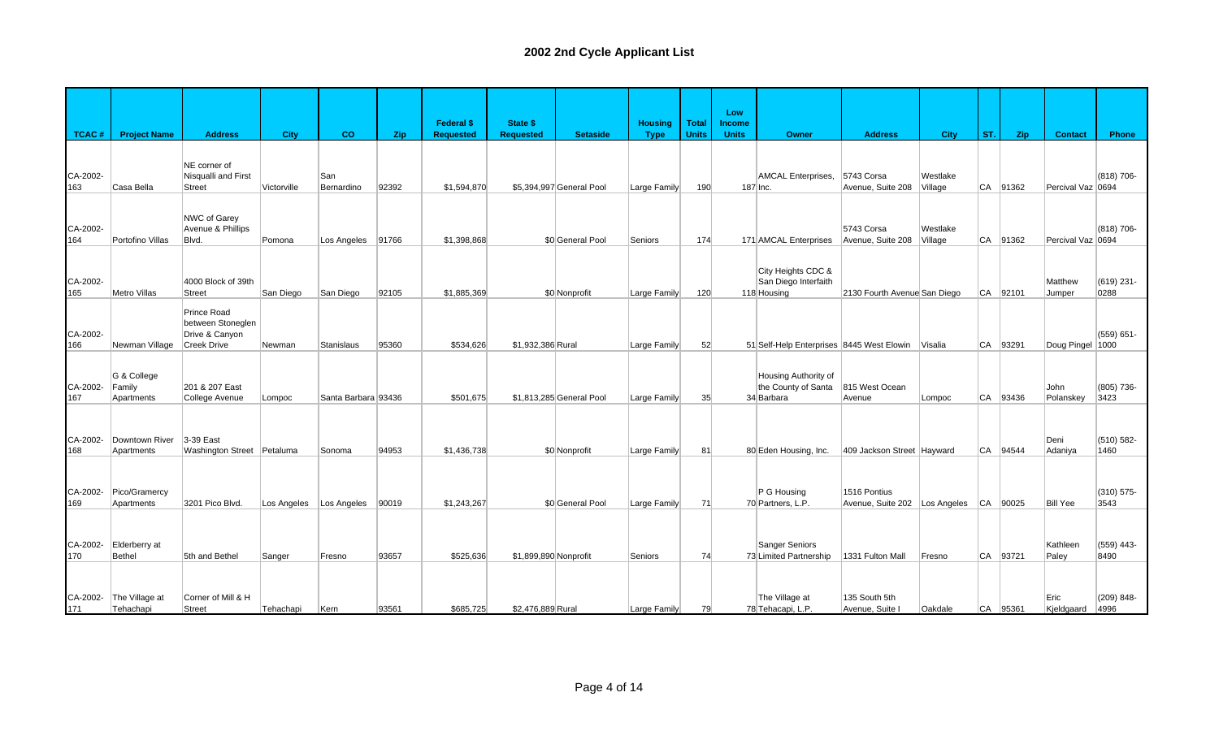# 2002 2nd Cycle Applicant List

| TCAC # | Project Name | Address | City | CO | Zip | Federal $ Requested | State $ Requested | Setaside | Housing Type | Total Units | Low Income Units | Owner | Address | City | ST. | Zip | Contact | Phone |
|---|---|---|---|---|---|---|---|---|---|---|---|---|---|---|---|---|---|---|
| CA-2002-163 | Casa Bella | NE corner of Nisqualli and First Street | Victorville | San Bernardino | 92392 | $1,594,870 | $5,394,997 | General Pool | Large Family | 190 | 187 | AMCAL Enterprises, Inc. | 5743 Corsa Avenue, Suite 208 | Westlake Village | CA | 91362 | Percival Vaz | (818) 706-0694 |
| CA-2002-164 | Portofino Villas | NWC of Garey Avenue & Phillips Blvd. | Pomona | Los Angeles | 91766 | $1,398,868 | $0 | General Pool | Seniors | 174 | 171 | AMCAL Enterprises | 5743 Corsa Avenue, Suite 208 | Westlake Village | CA | 91362 | Percival Vaz | (818) 706-0694 |
| CA-2002-165 | Metro Villas | 4000 Block of 39th Street | San Diego | San Diego | 92105 | $1,885,369 | $0 | Nonprofit | Large Family | 120 | 118 | City Heights CDC & San Diego Interfaith Housing | 2130 Fourth Avenue | San Diego | CA | 92101 | Matthew Jumper | (619) 231-0288 |
| CA-2002-166 | Newman Village | Prince Road between Stoneglen Drive & Canyon Creek Drive | Newman | Stanislaus | 95360 | $534,626 | $1,932,386 | Rural | Large Family | 52 | 51 | Self-Help Enterprises | 8445 West Elowin | Visalia | CA | 93291 | Doug Pingel | (559) 651-1000 |
| CA-2002-167 | G & College Family Apartments | 201 & 207 East College Avenue | Lompoc | Santa Barbara | 93436 | $501,675 | $1,813,285 | General Pool | Large Family | 35 | 34 | Housing Authority of the County of Santa Barbara | 815 West Ocean Avenue | Lompoc | CA | 93436 | John Polanskey | (805) 736-3423 |
| CA-2002-168 | Downtown River Apartments | 3-39 East Washington Street | Petaluma | Sonoma | 94953 | $1,436,738 | $0 | Nonprofit | Large Family | 81 | 80 | Eden Housing, Inc. | 409 Jackson Street | Hayward | CA | 94544 | Deni Adaniya | (510) 582-1460 |
| CA-2002-169 | Pico/Gramercy Apartments | 3201 Pico Blvd. | Los Angeles | Los Angeles | 90019 | $1,243,267 | $0 | General Pool | Large Family | 71 | 70 | P G Housing Partners, L.P. | 1516 Pontius Avenue, Suite 202 | Los Angeles | CA | 90025 | Bill Yee | (310) 575-3543 |
| CA-2002-170 | Elderberry at Bethel | 5th and Bethel | Sanger | Fresno | 93657 | $525,636 | $1,899,890 | Nonprofit | Seniors | 74 | 73 | Sanger Seniors Limited Partnership | 1331 Fulton Mall | Fresno | CA | 93721 | Kathleen Paley | (559) 443-8490 |
| CA-2002-171 | The Village at Tehachapi | Corner of Mill & H Street | Tehachapi | Kern | 93561 | $685,725 | $2,476,889 | Rural | Large Family | 79 | 78 | The Village at Tehacapi, L.P. | 135 South 5th Avenue, Suite I | Oakdale | CA | 95361 | Eric Kjeldgaard | (209) 848-4996 |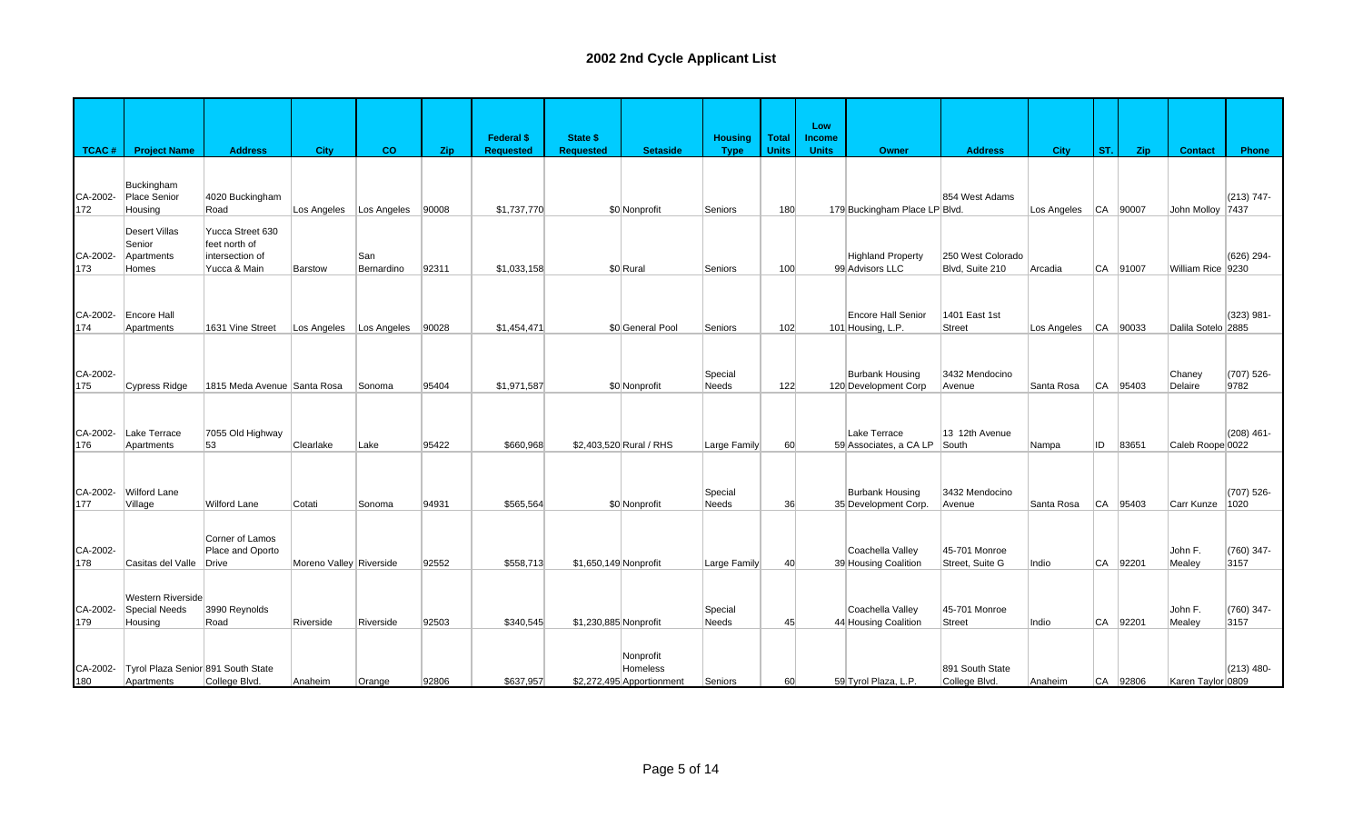# 2002 2nd Cycle Applicant List

| TCAC # | Project Name | Address | City | CO | Zip | Federal $ Requested | State $ Requested | Setaside | Housing Type | Total Units | Low Income Units | Owner | Address | City | ST. | Zip | Contact | Phone |
|---|---|---|---|---|---|---|---|---|---|---|---|---|---|---|---|---|---|---|
| CA-2002-172 | Buckingham Place Senior Housing | 4020 Buckingham Road | Los Angeles | Los Angeles | 90008 | $1,737,770 | $0 | Nonprofit | Seniors | 180 | 179 | Buckingham Place LP | 854 West Adams Blvd. | Los Angeles | CA | 90007 | John Molloy | (213) 747-7437 |
| CA-2002-173 | Desert Villas Senior Apartments Homes | Yucca Street 630 feet north of intersection of Yucca & Main | Barstow | San Bernardino | 92311 | $1,033,158 | $0 | Rural | Seniors | 100 | 99 | Highland Property Advisors LLC | 250 West Colorado Blvd, Suite 210 | Arcadia | CA | 91007 | William Rice | (626) 294-9230 |
| CA-2002-174 | Encore Hall Apartments | 1631 Vine Street | Los Angeles | Los Angeles | 90028 | $1,454,471 | $0 | General Pool | Seniors | 102 | 101 | Encore Hall Senior Housing, L.P. | 1401 East 1st Street | Los Angeles | CA | 90033 | Dalila Sotelo | (323) 981-2885 |
| CA-2002-175 | Cypress Ridge | 1815 Meda Avenue | Santa Rosa | Sonoma | 95404 | $1,971,587 | $0 | Nonprofit | Special Needs | 122 | 120 | Burbank Housing Development Corp | 3432 Mendocino Avenue | Santa Rosa | CA | 95403 | Chaney Delaire | (707) 526-9782 |
| CA-2002-176 | Lake Terrace Apartments | 7055 Old Highway 53 | Clearlake | Lake | 95422 | $660,968 | $2,403,520 | Rural / RHS | Large Family | 60 | 59 | Lake Terrace Associates, a CA LP | 13 12th Avenue South | Nampa | ID | 83651 | Caleb Roope | (208) 461-0022 |
| CA-2002-177 | Wilford Lane Village | Wilford Lane | Cotati | Sonoma | 94931 | $565,564 | $0 | Nonprofit | Special Needs | 36 | 35 | Burbank Housing Development Corp. | 3432 Mendocino Avenue | Santa Rosa | CA | 95403 | Carr Kunze | (707) 526-1020 |
| CA-2002-178 | Casitas del Valle | Corner of Lamos Place and Oporto Drive | Moreno Valley | Riverside | 92552 | $558,713 | $1,650,149 | Nonprofit | Large Family | 40 | 39 | Coachella Valley Housing Coalition | 45-701 Monroe Street, Suite G | Indio | CA | 92201 | John F. Mealey | (760) 347-3157 |
| CA-2002-179 | Western Riverside Special Needs Housing | 3990 Reynolds Road | Riverside | Riverside | 92503 | $340,545 | $1,230,885 | Nonprofit | Special Needs | 45 | 44 | Coachella Valley Housing Coalition | 45-701 Monroe Street | Indio | CA | 92201 | John F. Mealey | (760) 347-3157 |
| CA-2002-180 | Tyrol Plaza Senior Apartments | 891 South State College Blvd. | Anaheim | Orange | 92806 | $637,957 | $2,272,495 | Nonprofit Homeless Apportionment | Seniors | 60 | 59 | Tyrol Plaza, L.P. | 891 South State College Blvd. | Anaheim | CA | 92806 | Karen Taylor | (213) 480-0809 |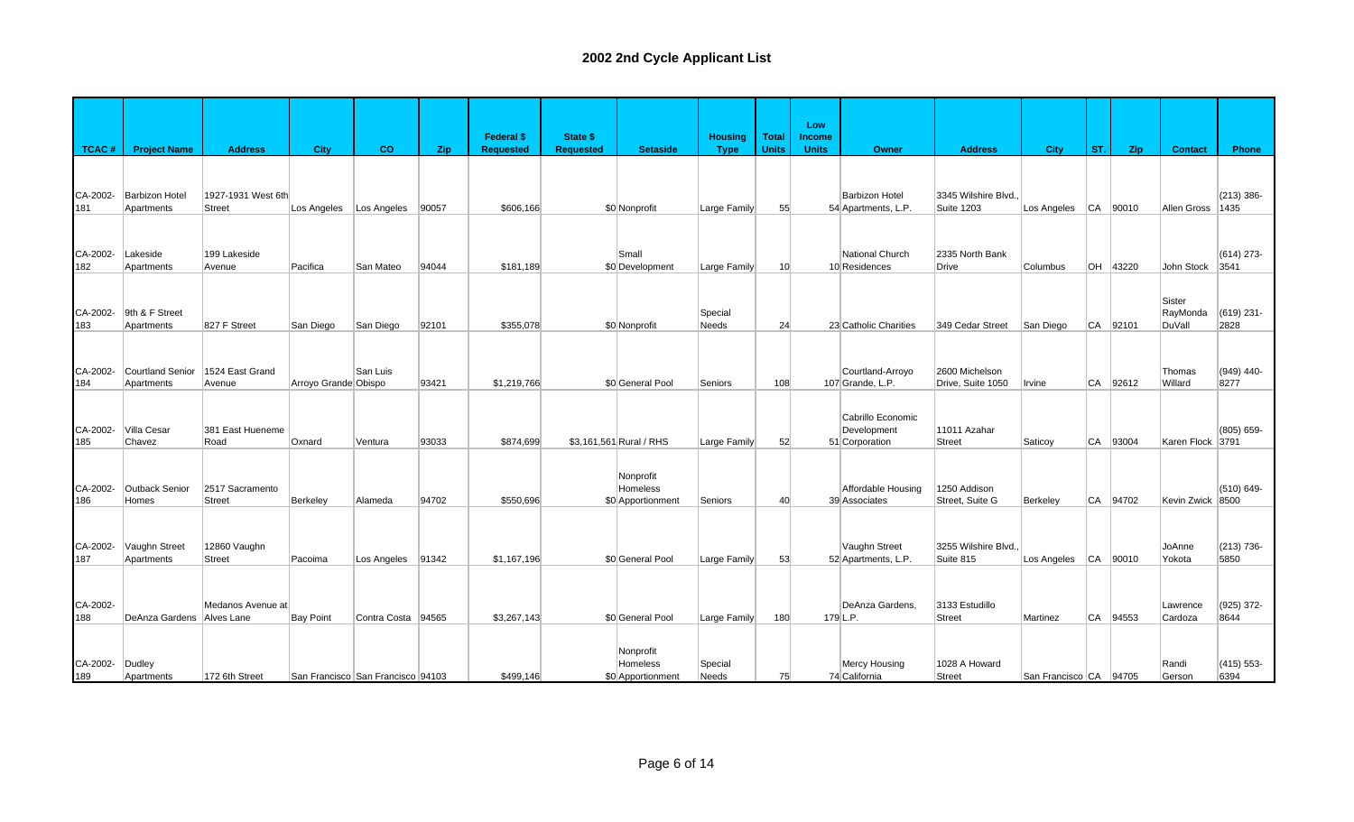# 2002 2nd Cycle Applicant List

| TCAC # | Project Name | Address | City | CO | Zip | Federal $ Requested | State $ Requested | Setaside | Housing Type | Total Units | Low Income Units | Owner | Address | City | ST. | Zip | Contact | Phone |
|---|---|---|---|---|---|---|---|---|---|---|---|---|---|---|---|---|---|---|
| CA-2002-181 | Barbizon Hotel Apartments | 1927-1931 West 6th Street | Los Angeles | Los Angeles | 90057 | $606,166 | $0 | Nonprofit | Large Family | 55 | 54 | Barbizon Hotel Apartments, L.P. | 3345 Wilshire Blvd., Suite 1203 | Los Angeles | CA | 90010 | Allen Gross | (213) 386-1435 |
| CA-2002-182 | Lakeside Apartments | 199 Lakeside Avenue | Pacifica | San Mateo | 94044 | $181,189 | $0 | Small Development | Large Family | 10 | 10 | National Church Residences | 2335 North Bank Drive | Columbus | OH | 43220 | John Stock | (614) 273-3541 |
| CA-2002-183 | 9th & F Street Apartments | 827 F Street | San Diego | San Diego | 92101 | $355,078 | $0 | Nonprofit | Special Needs | 24 | 23 | Catholic Charities | 349 Cedar Street | San Diego | CA | 92101 | Sister RayMonda DuVall | (619) 231-2828 |
| CA-2002-184 | Courtland Senior Apartments | 1524 East Grand Avenue | Arroyo Grande | San Luis Obispo | 93421 | $1,219,766 | $0 | General Pool | Seniors | 108 | 107 | Courtland-Arroyo Grande, L.P. | 2600 Michelson Drive, Suite 1050 | Irvine | CA | 92612 | Thomas Willard | (949) 440-8277 |
| CA-2002-185 | Villa Cesar Chavez | 381 East Hueneme Road | Oxnard | Ventura | 93033 | $874,699 | $3,161,561 | Rural / RHS | Large Family | 52 | 51 | Cabrillo Economic Development Corporation | 11011 Azahar Street | Saticoy | CA | 93004 | Karen Flock | (805) 659-3791 |
| CA-2002-186 | Outback Senior Homes | 2517 Sacramento Street | Berkeley | Alameda | 94702 | $550,696 | $0 | Nonprofit Homeless Apportionment | Seniors | 40 | 39 | Affordable Housing Associates | 1250 Addison Street, Suite G | Berkeley | CA | 94702 | Kevin Zwick | (510) 649-8500 |
| CA-2002-187 | Vaughn Street Apartments | 12860 Vaughn Street | Pacoima | Los Angeles | 91342 | $1,167,196 | $0 | General Pool | Large Family | 53 | 52 | Vaughn Street Apartments, L.P. | 3255 Wilshire Blvd., Suite 815 | Los Angeles | CA | 90010 | JoAnne Yokota | (213) 736-5850 |
| CA-2002-188 | DeAnza Gardens | Medanos Avenue at Alves Lane | Bay Point | Contra Costa | 94565 | $3,267,143 | $0 | General Pool | Large Family | 180 | 179 | DeAnza Gardens, L.P. | 3133 Estudillo Street | Martinez | CA | 94553 | Lawrence Cardoza | (925) 372-8644 |
| CA-2002-189 | Dudley Apartments | 172 6th Street | San Francisco | San Francisco | 94103 | $499,146 | $0 | Nonprofit Homeless Apportionment | Special Needs | 75 | 74 | Mercy Housing California | 1028 A Howard Street | San Francisco | CA | 94705 | Randi Gerson | (415) 553-6394 |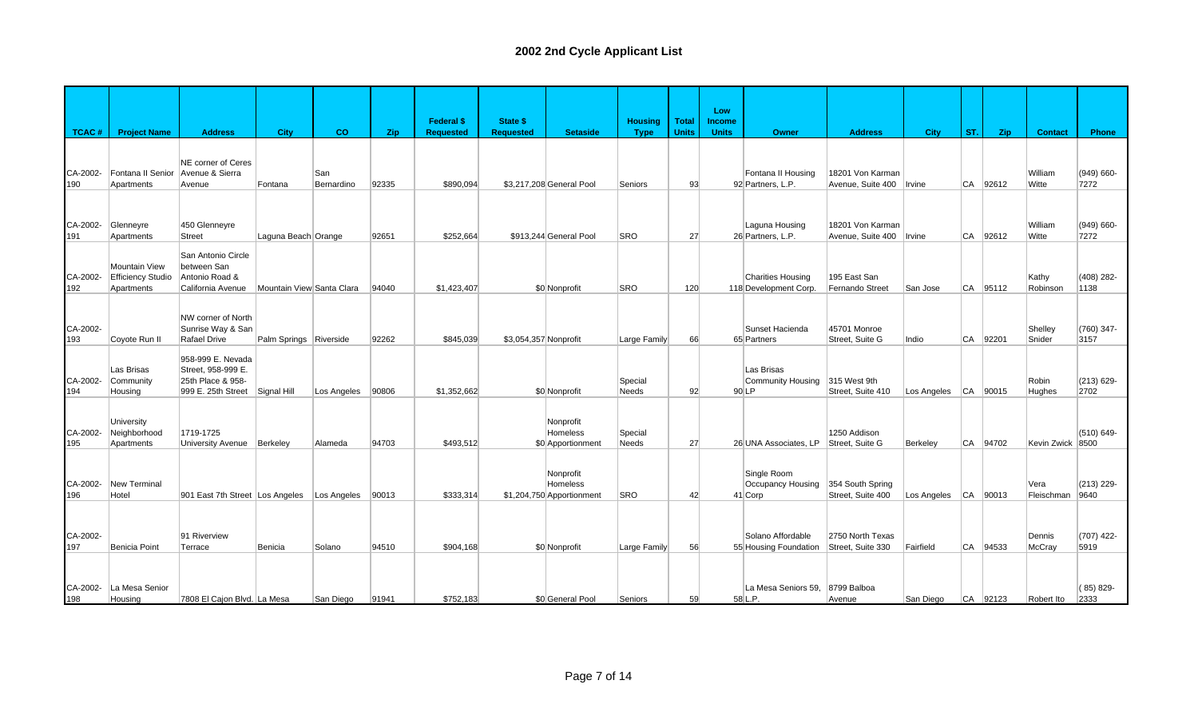# 2002 2nd Cycle Applicant List

| TCAC # | Project Name | Address | City | CO | Zip | Federal $ Requested | State $ Requested | Setaside | Housing Type | Total Units | Low Income Units | Owner | Address | City | ST. | Zip | Contact | Phone |
|---|---|---|---|---|---|---|---|---|---|---|---|---|---|---|---|---|---|---|
| CA-2002-190 | Fontana II Senior Apartments | NE corner of Ceres Avenue & Sierra Avenue | Fontana | San Bernardino | 92335 | $890,094 | $3,217,208 | General Pool | Seniors | 93 | 92 | Fontana II Housing Partners, L.P. | 18201 Von Karman Avenue, Suite 400 | Irvine | CA | 92612 | William Witte | (949) 660-7272 |
| CA-2002-191 | Glenneyre Apartments | 450 Glenneyre Street | Laguna Beach | Orange | 92651 | $252,664 | $913,244 | General Pool | SRO | 27 | 26 | Laguna Housing Partners, L.P. | 18201 Von Karman Avenue, Suite 400 | Irvine | CA | 92612 | William Witte | (949) 660-7272 |
| CA-2002-192 | Mountain View Efficiency Studio Apartments | San Antonio Circle between San Antonio Road & California Avenue | Mountain View | Santa Clara | 94040 | $1,423,407 | $0 | Nonprofit | SRO | 120 | 118 | Charities Housing Development Corp. | 195 East San Fernando Street | San Jose | CA | 95112 | Kathy Robinson | (408) 282-1138 |
| CA-2002-193 | Coyote Run II | NW corner of North Sunrise Way & San Rafael Drive | Palm Springs | Riverside | 92262 | $845,039 | $3,054,357 | Nonprofit | Large Family | 66 | 65 | Sunset Hacienda Partners | 45701 Monroe Street, Suite G | Indio | CA | 92201 | Shelley Snider | (760) 347-3157 |
| CA-2002-194 | Las Brisas Community Housing | 958-999 E. Nevada Street, 958-999 E. 25th Place & 958-999 E. 25th Street | Signal Hill | Los Angeles | 90806 | $1,352,662 | $0 | Nonprofit | Special Needs | 92 | 90 | Las Brisas Community Housing LP | 315 West 9th Street, Suite 410 | Los Angeles | CA | 90015 | Robin Hughes | (213) 629-2702 |
| CA-2002-195 | University Neighborhood Apartments | 1719-1725 University Avenue | Berkeley | Alameda | 94703 | $493,512 | $0 | Nonprofit Homeless Apportionment | Special Needs | 27 | 26 | UNA Associates, LP | 1250 Addison Street, Suite G | Berkeley | CA | 94702 | Kevin Zwick | (510) 649-8500 |
| CA-2002-196 | New Terminal Hotel | 901 East 7th Street | Los Angeles | Los Angeles | 90013 | $333,314 | $1,204,750 | Nonprofit Homeless Apportionment | SRO | 42 | 41 | Single Room Occupancy Housing Corp | 354 South Spring Street, Suite 400 | Los Angeles | CA | 90013 | Vera Fleischman | (213) 229-9640 |
| CA-2002-197 | Benicia Point | 91 Riverview Terrace | Benicia | Solano | 94510 | $904,168 | $0 | Nonprofit | Large Family | 56 | 55 | Solano Affordable Housing Foundation | 2750 North Texas Street, Suite 330 | Fairfield | CA | 94533 | Dennis McCray | (707) 422-5919 |
| CA-2002-198 | La Mesa Senior Housing | 7808 El Cajon Blvd. | La Mesa | San Diego | 91941 | $752,183 | $0 | General Pool | Seniors | 59 | 58 | La Mesa Seniors 59, L.P. | 8799 Balboa Avenue | San Diego | CA | 92123 | Robert Ito | ( 85) 829-2333 |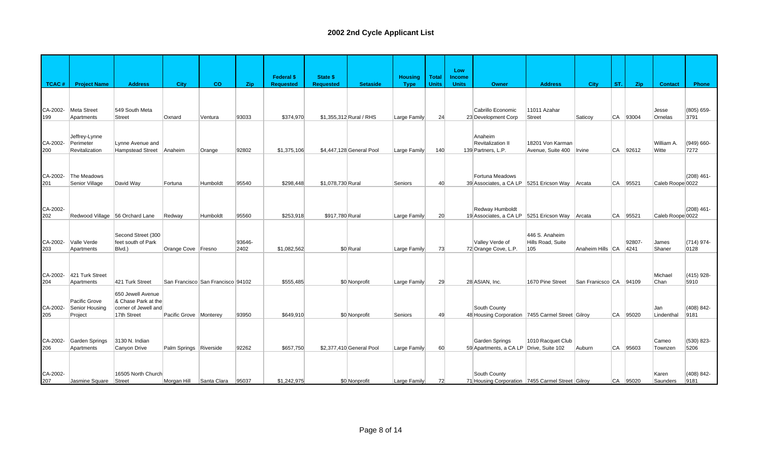# 2002 2nd Cycle Applicant List

| TCAC # | Project Name | Address | City | CO | Zip | Federal $ Requested | State $ Requested | Setaside | Housing Type | Total Units | Low Income Units | Owner | Address | City | ST. | Zip | Contact | Phone |
|---|---|---|---|---|---|---|---|---|---|---|---|---|---|---|---|---|---|---|
| CA-2002-199 | Meta Street Apartments | 549 South Meta Street | Oxnard | Ventura | 93033 | $374,970 | $1,355,312 | Rural / RHS | Large Family | 24 | 23 | Cabrillo Economic Development Corp | 11011 Azahar Street | Saticoy | CA | 93004 | Jesse Ornelas | (805) 659-3791 |
| CA-2002-200 | Jeffrey-Lynne Perimeter Revitalization | Lynne Avenue and Hampstead Street | Anaheim | Orange | 92802 | $1,375,106 | $4,447,128 | General Pool | Large Family | 140 | 139 | Anaheim Revitalization II Partners, L.P. | 18201 Von Karman Avenue, Suite 400 | Irvine | CA | 92612 | William A. Witte | (949) 660-7272 |
| CA-2002-201 | The Meadows Senior Village | David Way | Fortuna | Humboldt | 95540 | $298,448 | $1,078,730 | Rural | Seniors | 40 | 39 | Fortuna Meadows Associates, a CA LP | 5251 Ericson Way | Arcata | CA | 95521 | Caleb Roope | (208) 461-0022 |
| CA-2002-202 | Redwood Village | 56 Orchard Lane | Redway | Humboldt | 95560 | $253,918 | $917,780 | Rural | Large Family | 20 | 19 | Redway Humboldt Associates, a CA LP | 5251 Ericson Way | Arcata | CA | 95521 | Caleb Roope | (208) 461-0022 |
| CA-2002-203 | Valle Verde Apartments | Second Street (300 feet south of Park Blvd.) | Orange Cove | Fresno | 93646-2402 | $1,082,562 | $0 | Rural | Large Family | 73 | 72 | Valley Verde of Orange Cove, L.P. | 446 S. Anaheim Hills Road, Suite 105 | Anaheim Hills | CA | 92807-4241 | James Shaner | (714) 974-0128 |
| CA-2002-204 | 421 Turk Street Apartments | 421 Turk Street | San Francisco | San Francisco | 94102 | $555,485 | $0 | Nonprofit | Large Family | 29 | 28 | ASIAN, Inc. | 1670 Pine Street | San Franicsco | CA | 94109 | Michael Chan | (415) 928-5910 |
| CA-2002-205 | Pacific Grove Senior Housing Project | 650 Jewell Avenue & Chase Park at the corner of Jewell and 17th Street | Pacific Grove | Monterey | 93950 | $649,910 | $0 | Nonprofit | Seniors | 49 | 48 | South County Housing Corporation | 7455 Carmel Street | Gilroy | CA | 95020 | Jan Lindenthal | (408) 842-9181 |
| CA-2002-206 | Garden Springs Apartments | 3130 N. Indian Canyon Drive | Palm Springs | Riverside | 92262 | $657,750 | $2,377,410 | General Pool | Large Family | 60 | 59 | Garden Springs Apartments, a CA LP | 1010 Racquet Club Drive, Suite 102 | Auburn | CA | 95603 | Cameo Townzen | (530) 823-5206 |
| CA-2002-207 | Jasmine Square | 16505 North Church Street | Morgan Hill | Santa Clara | 95037 | $1,242,975 | $0 | Nonprofit | Large Family | 72 | 71 | South County Housing Corporation | 7455 Carmel Street | Gilroy | CA | 95020 | Karen Saunders | (408) 842-9181 |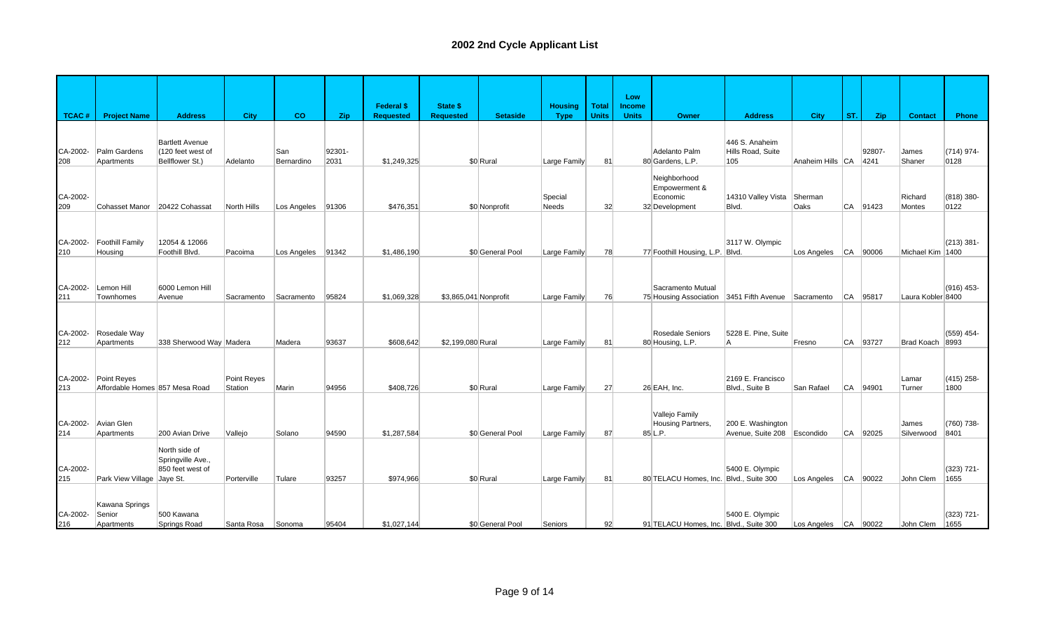# 2002 2nd Cycle Applicant List

| TCAC # | Project Name | Address | City | CO | Zip | Federal $ Requested | State $ Requested | Setaside | Housing Type | Total Units | Low Income Units | Owner | Address | City | ST. | Zip | Contact | Phone |
|---|---|---|---|---|---|---|---|---|---|---|---|---|---|---|---|---|---|---|
| CA-2002-208 | Palm Gardens Apartments | Bartlett Avenue (120 feet west of Bellflower St.) | Adelanto | San Bernardino | 92301-2031 | $1,249,325 | $0 | Rural | Large Family | 81 | 80 | Adelanto Palm Gardens, L.P. | 446 S. Anaheim Hills Road, Suite 105 | Anaheim Hills | CA | 92807-4241 | James Shaner | (714) 974-0128 |
| CA-2002-209 | Cohasset Manor | 20422 Cohassat | North Hills | Los Angeles | 91306 | $476,351 | $0 | Nonprofit | Special Needs | 32 | 32 | Neighborhood Empowerment & Economic Development | 14310 Valley Vista Blvd. | Sherman Oaks | CA | 91423 | Richard Montes | (818) 380-0122 |
| CA-2002-210 | Foothill Family Housing | 12054 & 12066 Foothill Blvd. | Pacoima | Los Angeles | 91342 | $1,486,190 | $0 | General Pool | Large Family | 78 | 77 | Foothill Housing, L.P. | 3117 W. Olympic Blvd. | Los Angeles | CA | 90006 | Michael Kim | (213) 381-1400 |
| CA-2002-211 | Lemon Hill Townhomes | 6000 Lemon Hill Avenue | Sacramento | Sacramento | 95824 | $1,069,328 | $3,865,041 | Nonprofit | Large Family | 76 | 75 | Sacramento Mutual Housing Association | 3451 Fifth Avenue | Sacramento | CA | 95817 | Laura Kobler | (916) 453-8400 |
| CA-2002-212 | Rosedale Way Apartments | 338 Sherwood Way | Madera | Madera | 93637 | $608,642 | $2,199,080 | Rural | Large Family | 81 | 80 | Rosedale Seniors Housing, L.P. | 5228 E. Pine, Suite A | Fresno | CA | 93727 | Brad Koach | (559) 454-8993 |
| CA-2002-213 | Point Reyes Affordable Homes | 857 Mesa Road | Point Reyes Station | Marin | 94956 | $408,726 | $0 | Rural | Large Family | 27 | 26 | EAH, Inc. | 2169 E. Francisco Blvd., Suite B | San Rafael | CA | 94901 | Lamar Turner | (415) 258-1800 |
| CA-2002-214 | Avian Glen Apartments | 200 Avian Drive | Vallejo | Solano | 94590 | $1,287,584 | $0 | General Pool | Large Family | 87 | 85 | Vallejo Family Housing Partners, L.P. | 200 E. Washington Avenue, Suite 208 | Escondido | CA | 92025 | James Silverwood | (760) 738-8401 |
| CA-2002-215 | Park View Village | North side of Springville Ave., 850 feet west of Jaye St. | Porterville | Tulare | 93257 | $974,966 | $0 | Rural | Large Family | 81 | 80 | TELACU Homes, Inc. | 5400 E. Olympic Blvd., Suite 300 | Los Angeles | CA | 90022 | John Clem | (323) 721-1655 |
| CA-2002-216 | Kawana Springs Senior Apartments | 500 Kawana Springs Road | Santa Rosa | Sonoma | 95404 | $1,027,144 | $0 | General Pool | Seniors | 92 | 91 | TELACU Homes, Inc. | 5400 E. Olympic Blvd., Suite 300 | Los Angeles | CA | 90022 | John Clem | (323) 721-1655 |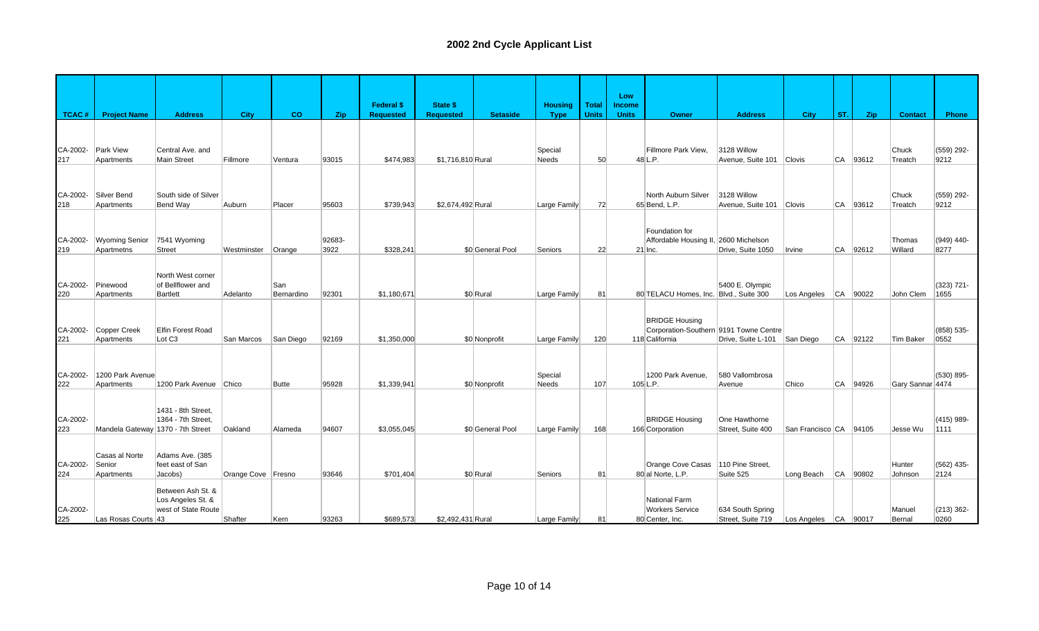# 2002 2nd Cycle Applicant List

| TCAC # | Project Name | Address | City | CO | Zip | Federal $ Requested | State $ Requested | Setaside | Housing Type | Total Units | Low Income Units | Owner | Address | City | ST. | Zip | Contact | Phone |
|---|---|---|---|---|---|---|---|---|---|---|---|---|---|---|---|---|---|---|
| CA-2002-217 | Park View Apartments | Central Ave. and Main Street | Fillmore | Ventura | 93015 | $474,983 | $1,716,810 | Rural | Special Needs | 50 | 48 | Fillmore Park View, L.P. | 3128 Willow Avenue, Suite 101 | Clovis | CA | 93612 | Chuck Treatch | (559) 292-9212 |
| CA-2002-218 | Silver Bend Apartments | South side of Silver Bend Way | Auburn | Placer | 95603 | $739,943 | $2,674,492 | Rural | Large Family | 72 | 65 | North Auburn Silver Bend, L.P. | 3128 Willow Avenue, Suite 101 | Clovis | CA | 93612 | Chuck Treatch | (559) 292-9212 |
| CA-2002-219 | Wyoming Senior Apartmetns | 7541 Wyoming Street | Westminster | Orange | 92683-3922 | $328,241 | $0 | General Pool | Seniors | 22 | 21 | Foundation for Affordable Housing II, Inc. | 2600 Michelson Drive, Suite 1050 | Irvine | CA | 92612 | Thomas Willard | (949) 440-8277 |
| CA-2002-220 | Pinewood Apartments | North West corner of Bellflower and Bartlett | Adelanto | San Bernardino | 92301 | $1,180,671 | $0 | Rural | Large Family | 81 | 80 | TELACU Homes, Inc. | 5400 E. Olympic Blvd., Suite 300 | Los Angeles | CA | 90022 | John Clem | (323) 721-1655 |
| CA-2002-221 | Copper Creek Apartments | Elfin Forest Road Lot C3 | San Marcos | San Diego | 92169 | $1,350,000 | $0 | Nonprofit | Large Family | 120 | 118 | BRIDGE Housing Corporation-Southern California | 9191 Towne Centre Drive, Suite L-101 | San Diego | CA | 92122 | Tim Baker | (858) 535-0552 |
| CA-2002-222 | 1200 Park Avenue Apartments | 1200 Park Avenue | Chico | Butte | 95928 | $1,339,941 | $0 | Nonprofit | Special Needs | 107 | 105 | 1200 Park Avenue, L.P. | 580 Vallombrosa Avenue | Chico | CA | 94926 | Gary Sannar | (530) 895-4474 |
| CA-2002-223 | Mandela Gateway | 1431 - 8th Street, 1364 - 7th Street, 1370 - 7th Street | Oakland | Alameda | 94607 | $3,055,045 | $0 | General Pool | Large Family | 168 | 166 | BRIDGE Housing Corporation | One Hawthorne Street, Suite 400 | San Francisco | CA | 94105 | Jesse Wu | (415) 989-1111 |
| CA-2002-224 | Casas al Norte Senior Apartments | Adams Ave. (385 feet east of San Jacobs) | Orange Cove | Fresno | 93646 | $701,404 | $0 | Rural | Seniors | 81 | 80 | Orange Cove Casas al Norte, L.P. | 110 Pine Street, Suite 525 | Long Beach | CA | 90802 | Hunter Johnson | (562) 435-2124 |
| CA-2002-225 | Las Rosas Courts | Between Ash St. & Los Angeles St. & west of State Route 43 | Shafter | Kern | 93263 | $689,573 | $2,492,431 | Rural | Large Family | 81 | 80 | National Farm Workers Service Center, Inc. | 634 South Spring Street, Suite 719 | Los Angeles | CA | 90017 | Manuel Bernal | (213) 362-0260 |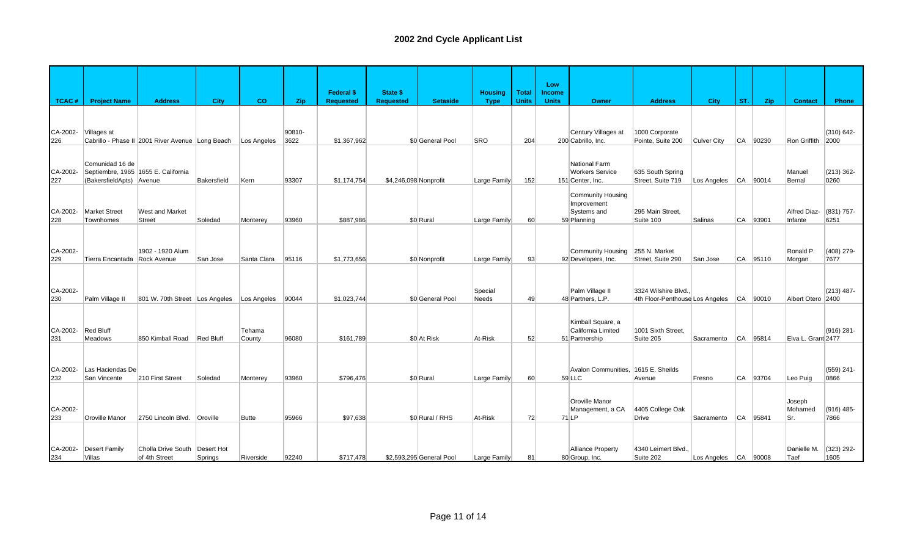# 2002 2nd Cycle Applicant List

| TCAC # | Project Name | Address | City | CO | Zip | Federal $ Requested | State $ Requested | Setaside | Housing Type | Total Units | Low Income Units | Owner | Address | City | ST. | Zip | Contact | Phone |
|---|---|---|---|---|---|---|---|---|---|---|---|---|---|---|---|---|---|---|
| CA-2002-226 | Villages at Cabrillo - Phase II | 2001 River Avenue | Long Beach | Los Angeles | 90810-3622 | $1,367,962 | $0 | General Pool | SRO | 204 | 200 | Century Villages at Cabrillo, Inc. | 1000 Corporate Pointe, Suite 200 | Culver City | CA | 90230 | Ron Griffith | (310) 642-2000 |
| CA-2002-227 | Comunidad 16 de Septiembre, (BakersfieldApts) | 1655 E. California Avenue | Bakersfield | Kern | 93307 | $1,174,754 | $4,246,098 | Nonprofit | Large Family | 152 | 151 | National Farm Workers Service Center, Inc. | 635 South Spring Street, Suite 719 | Los Angeles | CA | 90014 | Manuel Bernal | (213) 362-0260 |
| CA-2002-228 | Market Street Townhomes | West and Market Street | Soledad | Monterey | 93960 | $887,986 | $0 | Rural | Large Family | 60 | 59 | Community Housing Improvement Systems and Planning | 295 Main Street, Suite 100 | Salinas | CA | 93901 | Alfred Diaz-Infante | (831) 757-6251 |
| CA-2002-229 | Tierra Encantada | 1902 - 1920 Alum Rock Avenue | San Jose | Santa Clara | 95116 | $1,773,656 | $0 | Nonprofit | Large Family | 93 | 92 | Community Housing Developers, Inc. | 255 N. Market Street, Suite 290 | San Jose | CA | 95110 | Ronald P. Morgan | (408) 279-7677 |
| CA-2002-230 | Palm Village II | 801 W. 70th Street | Los Angeles | Los Angeles | 90044 | $1,023,744 | $0 | General Pool | Special Needs | 49 | 48 | Palm Village II Partners, L.P. | 3324 Wilshire Blvd., 4th Floor-Penthouse | Los Angeles | CA | 90010 | Albert Otero | (213) 487-2400 |
| CA-2002-231 | Red Bluff Meadows | 850 Kimball Road | Red Bluff | Tehama County | 96080 | $161,789 | $0 | At Risk | At-Risk | 52 | 51 | Kimball Square, a California Limited Partnership | 1001 Sixth Street, Suite 205 | Sacramento | CA | 95814 | Elva L. Grant | (916) 281-2477 |
| CA-2002-232 | Las Haciendas De San Vincente | 210 First Street | Soledad | Monterey | 93960 | $796,476 | $0 | Rural | Large Family | 60 | 59 | Avalon Communities, LLC | 1615 E. Sheilds Avenue | Fresno | CA | 93704 | Leo Puig | (559) 241-0866 |
| CA-2002-233 | Oroville Manor | 2750 Lincoln Blvd. | Oroville | Butte | 95966 | $97,638 | $0 | Rural / RHS | At-Risk | 72 | 71 | Oroville Manor Management, a CA LP | 4405 College Oak Drive | Sacramento | CA | 95841 | Joseph Mohamed Sr. | (916) 485-7866 |
| CA-2002-234 | Desert Family Villas | Cholla Drive South of 4th Street | Desert Hot Springs | Riverside | 92240 | $717,478 | $2,593,295 | General Pool | Large Family | 81 | 80 | Alliance Property Group, Inc. | 4340 Leimert Blvd., Suite 202 | Los Angeles | CA | 90008 | Danielle M. Taef | (323) 292-1605 |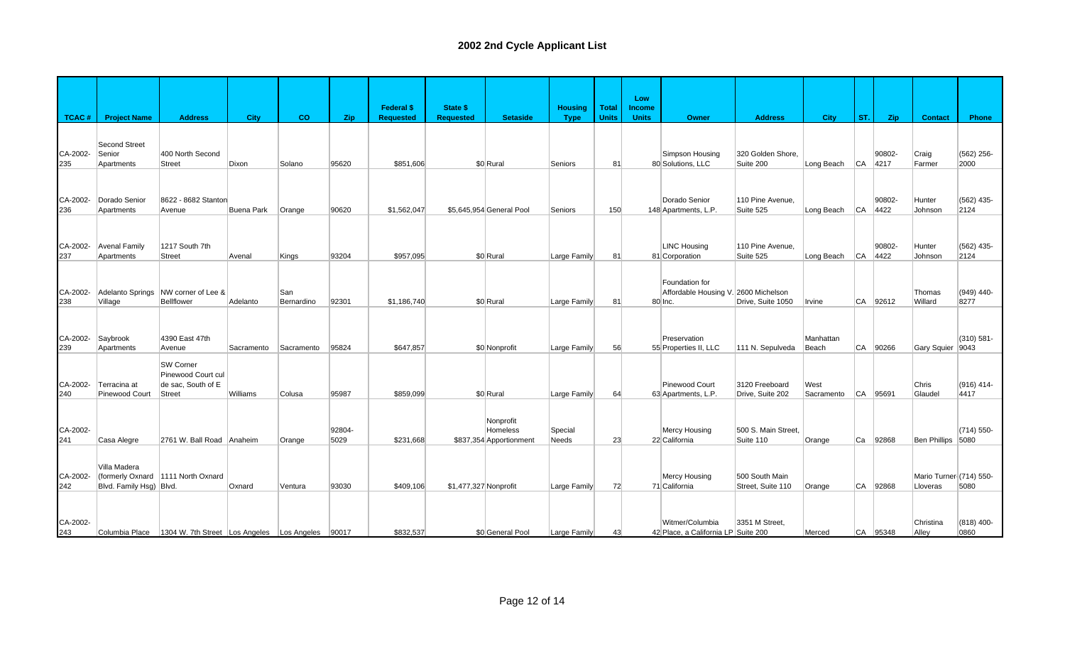# 2002 2nd Cycle Applicant List

| TCAC # | Project Name | Address | City | CO | Zip | Federal $ Requested | State $ Requested | Setaside | Housing Type | Total Units | Low Income Units | Owner | Address | City | ST. | Zip | Contact | Phone |
|---|---|---|---|---|---|---|---|---|---|---|---|---|---|---|---|---|---|---|
| CA-2002-235 | Second Street Senior Apartments | 400 North Second Street | Dixon | Solano | 95620 | $851,606 | $0 | Rural | Seniors | 81 | 80 | Simpson Housing Solutions, LLC | 320 Golden Shore, Suite 200 | Long Beach | CA | 90802-4217 | Craig Farmer | (562) 256-2000 |
| CA-2002-236 | Dorado Senior Apartments | 8622 - 8682 Stanton Avenue | Buena Park | Orange | 90620 | $1,562,047 | $5,645,954 | General Pool | Seniors | 150 | 148 | Dorado Senior Apartments, L.P. | 110 Pine Avenue, Suite 525 | Long Beach | CA | 90802-4422 | Hunter Johnson | (562) 435-2124 |
| CA-2002-237 | Avenal Family Apartments | 1217 South 7th Street | Avenal | Kings | 93204 | $957,095 | $0 | Rural | Large Family | 81 | 81 | LINC Housing Corporation | 110 Pine Avenue, Suite 525 | Long Beach | CA | 90802-4422 | Hunter Johnson | (562) 435-2124 |
| CA-2002-238 | Adelanto Springs Village | NW corner of Lee & Bellflower | Adelanto | San Bernardino | 92301 | $1,186,740 | $0 | Rural | Large Family | 81 | 80 | Foundation for Affordable Housing V. Inc. | 2600 Michelson Drive, Suite 1050 | Irvine | CA | 92612 | Thomas Willard | (949) 440-8277 |
| CA-2002-239 | Saybrook Apartments | 4390 East 47th Avenue | Sacramento | Sacramento | 95824 | $647,857 | $0 | Nonprofit | Large Family | 56 | 55 | Preservation Properties II, LLC | 111 N. Sepulveda | Manhattan Beach | CA | 90266 | Gary Squier | (310) 581-9043 |
| CA-2002-240 | Terracina at Pinewood Court | SW Corner Pinewood Court cul de sac, South of E Street | Williams | Colusa | 95987 | $859,099 | $0 | Rural | Large Family | 64 | 63 | Pinewood Court Apartments, L.P. | 3120 Freeboard Drive, Suite 202 | West Sacramento | CA | 95691 | Chris Glaudel | (916) 414-4417 |
| CA-2002-241 | Casa Alegre | 2761 W. Ball Road | Anaheim | Orange | 92804-5029 | $231,668 | $837,354 | Nonprofit Homeless Apportionment | Special Needs | 23 | 22 | Mercy Housing California | 500 S. Main Street, Suite 110 | Orange | Ca | 92868 | Ben Phillips | (714) 550-5080 |
| CA-2002-242 | Villa Madera (formerly Oxnard Blvd. Family Hsg) | 1111 North Oxnard Blvd. | Oxnard | Ventura | 93030 | $409,106 | $1,477,327 | Nonprofit | Large Family | 72 | 71 | Mercy Housing California | 500 South Main Street, Suite 110 | Orange | CA | 92868 | Mario Turner Lloveras | (714) 550-5080 |
| CA-2002-243 | Columbia Place | 1304 W. 7th Street | Los Angeles | Los Angeles | 90017 | $832,537 | $0 | General Pool | Large Family | 43 | 42 | Witmer/Columbia Place, a California LP | 3351 M Street, Suite 200 | Merced | CA | 95348 | Christina Alley | (818) 400-0860 |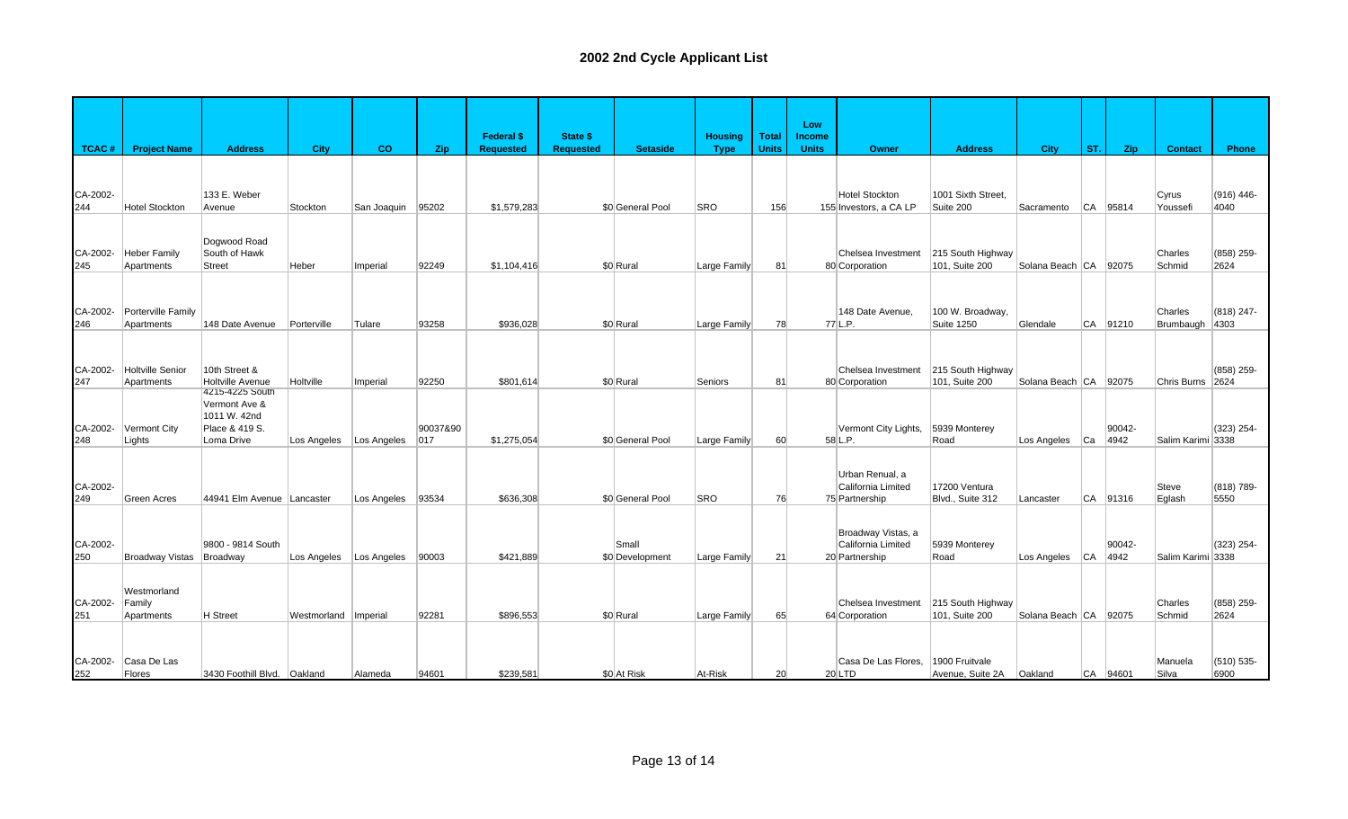## 2002 2nd Cycle Applicant List

| TCAC # | Project Name | Address | City | CO | Zip | Federal $ Requested | State $ Requested | Setaside | Housing Type | Total Units | Low Income Units | Owner | Address | City | ST. | Zip | Contact | Phone |
|---|---|---|---|---|---|---|---|---|---|---|---|---|---|---|---|---|---|---|
| CA-2002-244 | Hotel Stockton | 133 E. Weber Avenue | Stockton | San Joaquin | 95202 | $1,579,283 | $0 | General Pool | SRO | 156 | 155 | Hotel Stockton Investors, a CA LP | 1001 Sixth Street, Suite 200 | Sacramento | CA | 95814 | Cyrus Youssefi | (916) 446-4040 |
| CA-2002-245 | Heber Family Apartments | Dogwood Road South of Hawk Street | Heber | Imperial | 92249 | $1,104,416 | $0 | Rural | Large Family | 81 | 80 | Chelsea Investment Corporation | 215 South Highway 101, Suite 200 | Solana Beach | CA | 92075 | Charles Schmid | (858) 259-2624 |
| CA-2002-246 | Porterville Family Apartments | 148 Date Avenue | Porterville | Tulare | 93258 | $936,028 | $0 | Rural | Large Family | 78 | 77 | 148 Date Avenue, L.P. | 100 W. Broadway, Suite 1250 | Glendale | CA | 91210 | Charles Brumbaugh | (818) 247-4303 |
| CA-2002-247 | Holtville Senior Apartments | 10th Street & Holtville Avenue | Holtville | Imperial | 92250 | $801,614 | $0 | Rural | Seniors | 81 | 80 | Chelsea Investment Corporation | 215 South Highway 101, Suite 200 | Solana Beach | CA | 92075 | Chris Burns | (858) 259-2624 |
| CA-2002-248 | Vermont City Lights | 4215-4225 South Vermont Ave & 1011 W. 42nd Place & 419 S. Loma Drive | Los Angeles | Los Angeles | 90037&90017 | $1,275,054 | $0 | General Pool | Large Family | 60 | 58 | Vermont City Lights, L.P. | 5939 Monterey Road | Los Angeles | Ca | 90042-4942 | Salim Karimi | (323) 254-3338 |
| CA-2002-249 | Green Acres | 44941 Elm Avenue | Lancaster | Los Angeles | 93534 | $636,308 | $0 | General Pool | SRO | 76 | 75 | Urban Renual, a California Limited Partnership | 17200 Ventura Blvd., Suite 312 | Lancaster | CA | 91316 | Steve Eglash | (818) 789-5550 |
| CA-2002-250 | Broadway Vistas | 9800 - 9814 South Broadway | Los Angeles | Los Angeles | 90003 | $421,889 | $0 | Small Development | Large Family | 21 | 20 | Broadway Vistas, a California Limited Partnership | 5939 Monterey Road | Los Angeles | CA | 90042-4942 | Salim Karimi | (323) 254-3338 |
| CA-2002-251 | Westmorland Family Apartments | H Street | Westmorland | Imperial | 92281 | $896,553 | $0 | Rural | Large Family | 65 | 64 | Chelsea Investment Corporation | 215 South Highway 101, Suite 200 | Solana Beach | CA | 92075 | Charles Schmid | (858) 259-2624 |
| CA-2002-252 | Casa De Las Flores | 3430 Foothill Blvd. | Oakland | Alameda | 94601 | $239,581 | $0 | At Risk | At-Risk | 20 | 20 | Casa De Las Flores, LTD | 1900 Fruitvale Avenue, Suite 2A | Oakland | CA | 94601 | Manuela Silva | (510) 535-6900 |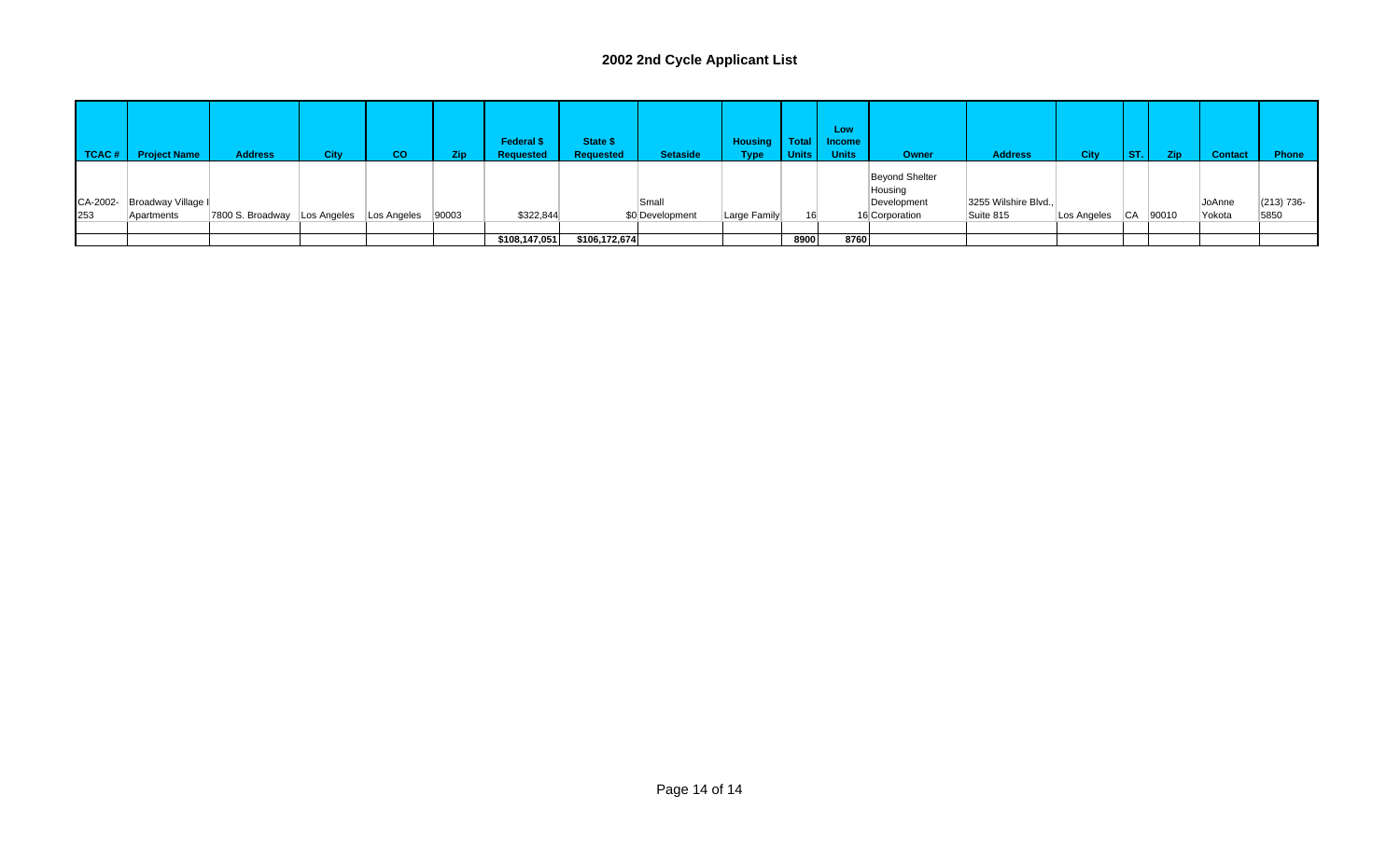# 2002 2nd Cycle Applicant List

| TCAC # | Project Name | Address | City | CO | Zip | Federal $ Requested | State $ Requested | Setaside | Housing Type | Total Units | Low Income Units | Owner | Address | City | ST. | Zip | Contact | Phone |
|---|---|---|---|---|---|---|---|---|---|---|---|---|---|---|---|---|---|---|
| CA-2002-253 | Broadway Village I Apartments | 7800 S. Broadway | Los Angeles | Los Angeles | 90003 | $322,844 | $0 | Small Development | Large Family | 16 | 16 | Beyond Shelter Housing Development Corporation | 3255 Wilshire Blvd., Suite 815 | Los Angeles | CA | 90010 | JoAnne Yokota | (213) 736-5850 |
| | | | | | | | | | | | | | | | | | | |
| | | | | | | $108,147,051 | $106,172,674 | | | 8900 | 8760 | | | | | | | |